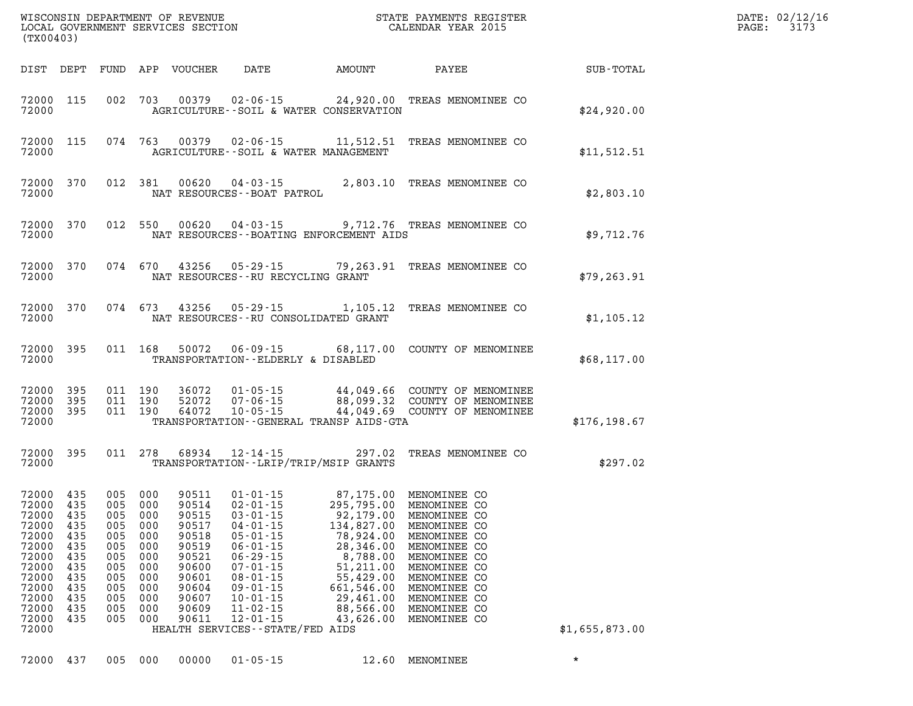WISCONSIN DEPARTMENT OF REVENUE
LOCAL GOVERNMENT SERVICES SECTION
(TX00403)

STATE PAYMENTS REGISTER
CALENDAR YEAR 2015

DATE: 02/12/16
PAGE: 3173

| DIST | DEPT | FUND | APP | VOUCHER | DATE | AMOUNT | PAYEE | SUB-TOTAL |
|---|---|---|---|---|---|---|---|---|
| 72000 | 115 | 002 | 703 | 00379 | 02-06-15 | 24,920.00 | TREAS MENOMINEE CO | |
| 72000 | | | | AGRICULTURE--SOIL & WATER CONSERVATION | | | | $24,920.00 |
| 72000 | 115 | 074 | 763 | 00379 | 02-06-15 | 11,512.51 | TREAS MENOMINEE CO | |
| 72000 | | | | AGRICULTURE--SOIL & WATER MANAGEMENT | | | | $11,512.51 |
| 72000 | 370 | 012 | 381 | 00620 | 04-03-15 | 2,803.10 | TREAS MENOMINEE CO | |
| 72000 | | | | NAT RESOURCES--BOAT PATROL | | | | $2,803.10 |
| 72000 | 370 | 012 | 550 | 00620 | 04-03-15 | 9,712.76 | TREAS MENOMINEE CO | |
| 72000 | | | | NAT RESOURCES--BOATING ENFORCEMENT AIDS | | | | $9,712.76 |
| 72000 | 370 | 074 | 670 | 43256 | 05-29-15 | 79,263.91 | TREAS MENOMINEE CO | |
| 72000 | | | | NAT RESOURCES--RU RECYCLING GRANT | | | | $79,263.91 |
| 72000 | 370 | 074 | 673 | 43256 | 05-29-15 | 1,105.12 | TREAS MENOMINEE CO | |
| 72000 | | | | NAT RESOURCES--RU CONSOLIDATED GRANT | | | | $1,105.12 |
| 72000 | 395 | 011 | 168 | 50072 | 06-09-15 | 68,117.00 | COUNTY OF MENOMINEE | |
| 72000 | | | | TRANSPORTATION--ELDERLY & DISABLED | | | | $68,117.00 |
| 72000 | 395 | 011 | 190 | 36072 | 01-05-15 | 44,049.66 | COUNTY OF MENOMINEE | |
| 72000 | 395 | 011 | 190 | 52072 | 07-06-15 | 88,099.32 | COUNTY OF MENOMINEE | |
| 72000 | 395 | 011 | 190 | 64072 | 10-05-15 | 44,049.69 | COUNTY OF MENOMINEE | |
| 72000 | | | | TRANSPORTATION--GENERAL TRANSP AIDS-GTA | | | | $176,198.67 |
| 72000 | 395 | 011 | 278 | 68934 | 12-14-15 | 297.02 | TREAS MENOMINEE CO | |
| 72000 | | | | TRANSPORTATION--LRIP/TRIP/MSIP GRANTS | | | | $297.02 |
| 72000 | 435 | 005 | 000 | 90511 | 01-01-15 | 87,175.00 | MENOMINEE CO | |
| 72000 | 435 | 005 | 000 | 90514 | 02-01-15 | 295,795.00 | MENOMINEE CO | |
| 72000 | 435 | 005 | 000 | 90515 | 03-01-15 | 92,179.00 | MENOMINEE CO | |
| 72000 | 435 | 005 | 000 | 90517 | 04-01-15 | 134,827.00 | MENOMINEE CO | |
| 72000 | 435 | 005 | 000 | 90518 | 05-01-15 | 78,924.00 | MENOMINEE CO | |
| 72000 | 435 | 005 | 000 | 90519 | 06-01-15 | 28,346.00 | MENOMINEE CO | |
| 72000 | 435 | 005 | 000 | 90521 | 06-29-15 | 8,788.00 | MENOMINEE CO | |
| 72000 | 435 | 005 | 000 | 90600 | 07-01-15 | 51,211.00 | MENOMINEE CO | |
| 72000 | 435 | 005 | 000 | 90601 | 08-01-15 | 55,429.00 | MENOMINEE CO | |
| 72000 | 435 | 005 | 000 | 90604 | 09-01-15 | 661,546.00 | MENOMINEE CO | |
| 72000 | 435 | 005 | 000 | 90607 | 10-01-15 | 29,461.00 | MENOMINEE CO | |
| 72000 | 435 | 005 | 000 | 90609 | 11-02-15 | 88,566.00 | MENOMINEE CO | |
| 72000 | 435 | 005 | 000 | 90611 | 12-01-15 | 43,626.00 | MENOMINEE CO | |
| 72000 | | | | HEALTH SERVICES--STATE/FED AIDS | | | | $1,655,873.00 |
| 72000 | 437 | 005 | 000 | 00000 | 01-05-15 | 12.60 | MENOMINEE | * |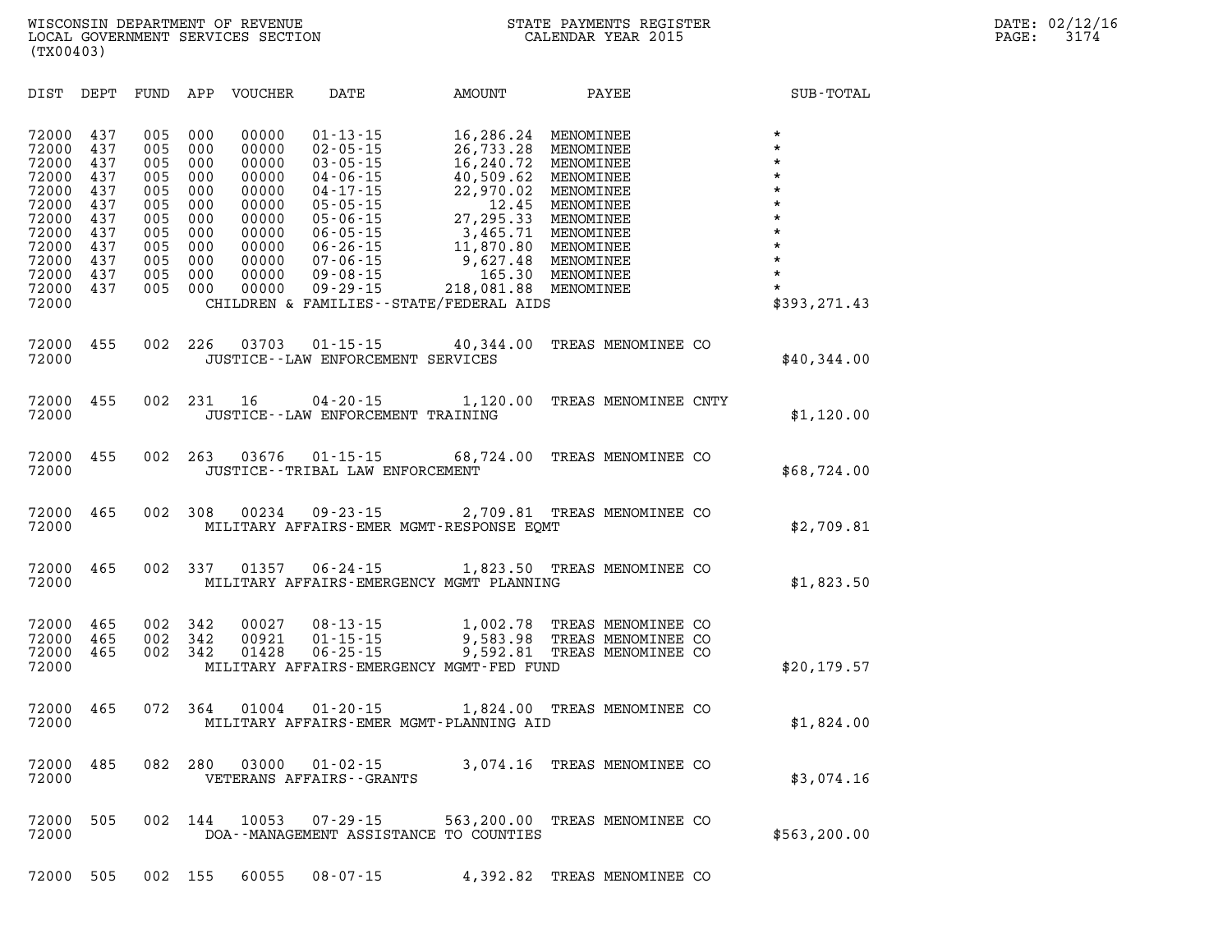WISCONSIN DEPARTMENT OF REVENUE
LOCAL GOVERNMENT SERVICES SECTION
(TX00403)

STATE PAYMENTS REGISTER
CALENDAR YEAR 2015

DATE: 02/12/16
PAGE: 3174

| DIST | DEPT | FUND | APP | VOUCHER | DATE | AMOUNT | PAYEE | SUB-TOTAL |
|---|---|---|---|---|---|---|---|---|
| 72000 | 437 | 005 | 000 | 00000 | 01-13-15 | 16,286.24 | MENOMINEE | * |
| 72000 | 437 | 005 | 000 | 00000 | 02-05-15 | 26,733.28 | MENOMINEE | * |
| 72000 | 437 | 005 | 000 | 00000 | 03-05-15 | 16,240.72 | MENOMINEE | * |
| 72000 | 437 | 005 | 000 | 00000 | 04-06-15 | 40,509.62 | MENOMINEE | * |
| 72000 | 437 | 005 | 000 | 00000 | 04-17-15 | 22,970.02 | MENOMINEE | * |
| 72000 | 437 | 005 | 000 | 00000 | 05-05-15 | 12.45 | MENOMINEE | * |
| 72000 | 437 | 005 | 000 | 00000 | 05-06-15 | 27,295.33 | MENOMINEE | * |
| 72000 | 437 | 005 | 000 | 00000 | 06-05-15 | 3,465.71 | MENOMINEE | * |
| 72000 | 437 | 005 | 000 | 00000 | 06-26-15 | 11,870.80 | MENOMINEE | * |
| 72000 | 437 | 005 | 000 | 00000 | 07-06-15 | 9,627.48 | MENOMINEE | * |
| 72000 | 437 | 005 | 000 | 00000 | 09-08-15 | 165.30 | MENOMINEE | * |
| 72000 | 437 | 005 | 000 | 00000 | 09-29-15 | 218,081.88 | MENOMINEE | * |
| 72000 | | | | | CHILDREN & FAMILIES--STATE/FEDERAL AIDS | | | $393,271.43 |
| 72000 | 455 | 002 | 226 | 03703 | 01-15-15 | 40,344.00 | TREAS MENOMINEE CO | |
| 72000 | | | | | JUSTICE--LAW ENFORCEMENT SERVICES | | | $40,344.00 |
| 72000 | 455 | 002 | 231 | 16 | 04-20-15 | 1,120.00 | TREAS MENOMINEE CNTY | |
| 72000 | | | | | JUSTICE--LAW ENFORCEMENT TRAINING | | | $1,120.00 |
| 72000 | 455 | 002 | 263 | 03676 | 01-15-15 | 68,724.00 | TREAS MENOMINEE CO | |
| 72000 | | | | | JUSTICE--TRIBAL LAW ENFORCEMENT | | | $68,724.00 |
| 72000 | 465 | 002 | 308 | 00234 | 09-23-15 | 2,709.81 | TREAS MENOMINEE CO | |
| 72000 | | | | | MILITARY AFFAIRS-EMER MGMT-RESPONSE EQMT | | | $2,709.81 |
| 72000 | 465 | 002 | 337 | 01357 | 06-24-15 | 1,823.50 | TREAS MENOMINEE CO | |
| 72000 | | | | | MILITARY AFFAIRS-EMERGENCY MGMT PLANNING | | | $1,823.50 |
| 72000 | 465 | 002 | 342 | 00027 | 08-13-15 | 1,002.78 | TREAS MENOMINEE CO | |
| 72000 | 465 | 002 | 342 | 00921 | 01-15-15 | 9,583.98 | TREAS MENOMINEE CO | |
| 72000 | 465 | 002 | 342 | 01428 | 06-25-15 | 9,592.81 | TREAS MENOMINEE CO | |
| 72000 | | | | | MILITARY AFFAIRS-EMERGENCY MGMT-FED FUND | | | $20,179.57 |
| 72000 | 465 | 072 | 364 | 01004 | 01-20-15 | 1,824.00 | TREAS MENOMINEE CO | |
| 72000 | | | | | MILITARY AFFAIRS-EMER MGMT-PLANNING AID | | | $1,824.00 |
| 72000 | 485 | 082 | 280 | 03000 | 01-02-15 | 3,074.16 | TREAS MENOMINEE CO | |
| 72000 | | | | | VETERANS AFFAIRS--GRANTS | | | $3,074.16 |
| 72000 | 505 | 002 | 144 | 10053 | 07-29-15 | 563,200.00 | TREAS MENOMINEE CO | |
| 72000 | | | | | DOA--MANAGEMENT ASSISTANCE TO COUNTIES | | | $563,200.00 |
| 72000 | 505 | 002 | 155 | 60055 | 08-07-15 | 4,392.82 | TREAS MENOMINEE CO | |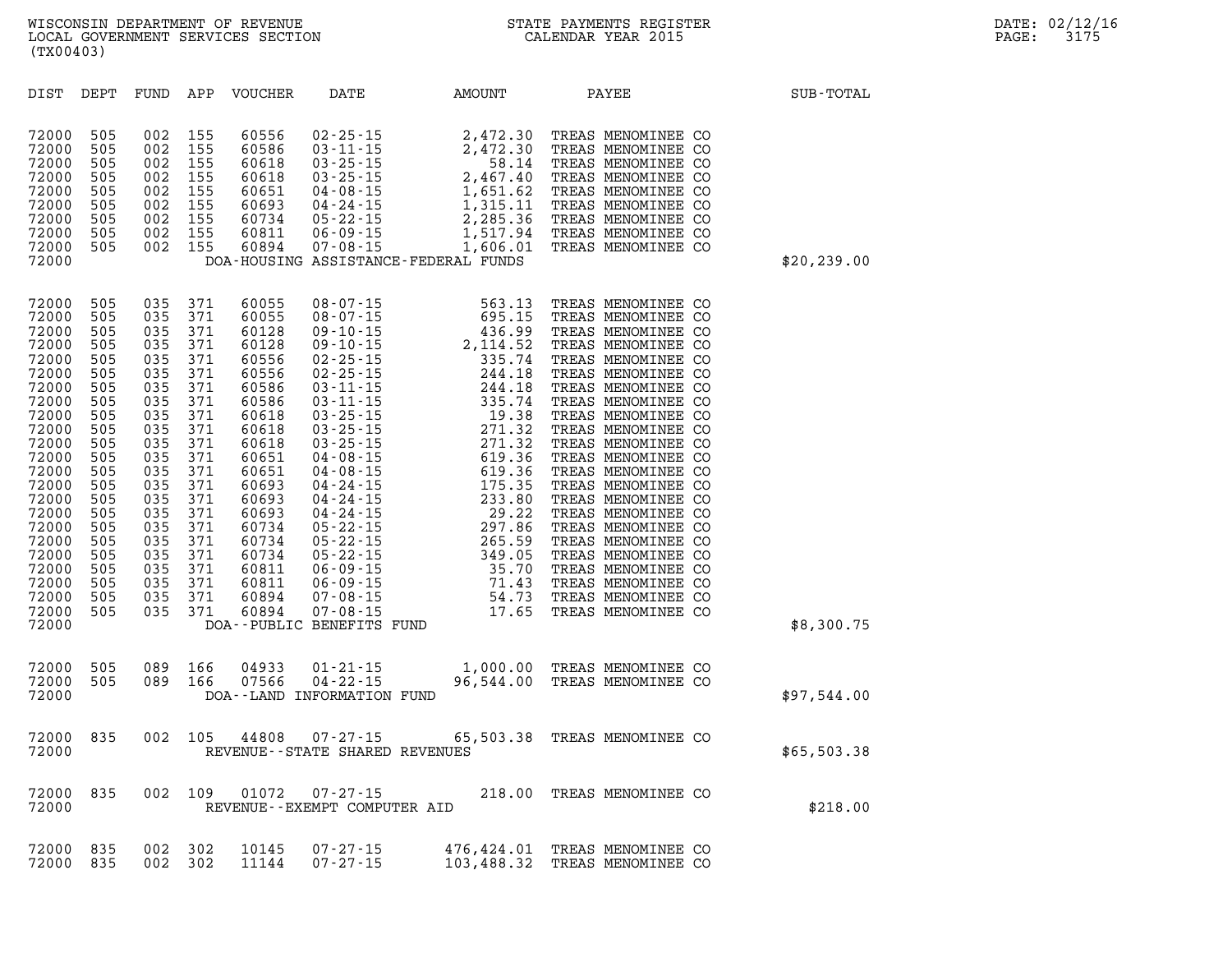WISCONSIN DEPARTMENT OF REVENUE
LOCAL GOVERNMENT SERVICES SECTION
(TX00403)

STATE PAYMENTS REGISTER
CALENDAR YEAR 2015

DATE: 02/12/16
PAGE: 3175

| DIST | DEPT | FUND | APP | VOUCHER | DATE | AMOUNT | PAYEE | SUB-TOTAL |
|---|---|---|---|---|---|---|---|---|
| 72000 | 505 | 002 | 155 | 60556 | 02-25-15 | 2,472.30 | TREAS MENOMINEE CO | |
| 72000 | 505 | 002 | 155 | 60586 | 03-11-15 | 2,472.30 | TREAS MENOMINEE CO | |
| 72000 | 505 | 002 | 155 | 60618 | 03-25-15 | 58.14 | TREAS MENOMINEE CO | |
| 72000 | 505 | 002 | 155 | 60618 | 03-25-15 | 2,467.40 | TREAS MENOMINEE CO | |
| 72000 | 505 | 002 | 155 | 60651 | 04-08-15 | 1,651.62 | TREAS MENOMINEE CO | |
| 72000 | 505 | 002 | 155 | 60693 | 04-24-15 | 1,315.11 | TREAS MENOMINEE CO | |
| 72000 | 505 | 002 | 155 | 60734 | 05-22-15 | 2,285.36 | TREAS MENOMINEE CO | |
| 72000 | 505 | 002 | 155 | 60811 | 06-09-15 | 1,517.94 | TREAS MENOMINEE CO | |
| 72000 | 505 | 002 | 155 | 60894 | 07-08-15 | 1,606.01 | TREAS MENOMINEE CO | |
| 72000 | | | | | DOA-HOUSING ASSISTANCE-FEDERAL FUNDS | | | $20,239.00 |
| 72000 | 505 | 035 | 371 | 60055 | 08-07-15 | 563.13 | TREAS MENOMINEE CO | |
| 72000 | 505 | 035 | 371 | 60055 | 08-07-15 | 695.15 | TREAS MENOMINEE CO | |
| 72000 | 505 | 035 | 371 | 60128 | 09-10-15 | 436.99 | TREAS MENOMINEE CO | |
| 72000 | 505 | 035 | 371 | 60128 | 09-10-15 | 2,114.52 | TREAS MENOMINEE CO | |
| 72000 | 505 | 035 | 371 | 60556 | 02-25-15 | 335.74 | TREAS MENOMINEE CO | |
| 72000 | 505 | 035 | 371 | 60556 | 02-25-15 | 244.18 | TREAS MENOMINEE CO | |
| 72000 | 505 | 035 | 371 | 60586 | 03-11-15 | 244.18 | TREAS MENOMINEE CO | |
| 72000 | 505 | 035 | 371 | 60586 | 03-11-15 | 335.74 | TREAS MENOMINEE CO | |
| 72000 | 505 | 035 | 371 | 60618 | 03-25-15 | 19.38 | TREAS MENOMINEE CO | |
| 72000 | 505 | 035 | 371 | 60618 | 03-25-15 | 271.32 | TREAS MENOMINEE CO | |
| 72000 | 505 | 035 | 371 | 60618 | 03-25-15 | 271.32 | TREAS MENOMINEE CO | |
| 72000 | 505 | 035 | 371 | 60651 | 04-08-15 | 619.36 | TREAS MENOMINEE CO | |
| 72000 | 505 | 035 | 371 | 60651 | 04-08-15 | 619.36 | TREAS MENOMINEE CO | |
| 72000 | 505 | 035 | 371 | 60693 | 04-24-15 | 175.35 | TREAS MENOMINEE CO | |
| 72000 | 505 | 035 | 371 | 60693 | 04-24-15 | 233.80 | TREAS MENOMINEE CO | |
| 72000 | 505 | 035 | 371 | 60693 | 04-24-15 | 29.22 | TREAS MENOMINEE CO | |
| 72000 | 505 | 035 | 371 | 60734 | 05-22-15 | 297.86 | TREAS MENOMINEE CO | |
| 72000 | 505 | 035 | 371 | 60734 | 05-22-15 | 265.59 | TREAS MENOMINEE CO | |
| 72000 | 505 | 035 | 371 | 60734 | 05-22-15 | 349.05 | TREAS MENOMINEE CO | |
| 72000 | 505 | 035 | 371 | 60811 | 06-09-15 | 35.70 | TREAS MENOMINEE CO | |
| 72000 | 505 | 035 | 371 | 60811 | 06-09-15 | 71.43 | TREAS MENOMINEE CO | |
| 72000 | 505 | 035 | 371 | 60894 | 07-08-15 | 54.73 | TREAS MENOMINEE CO | |
| 72000 | 505 | 035 | 371 | 60894 | 07-08-15 | 17.65 | TREAS MENOMINEE CO | |
| 72000 | | | | | DOA--PUBLIC BENEFITS FUND | | | $8,300.75 |
| 72000 | 505 | 089 | 166 | 04933 | 01-21-15 | 1,000.00 | TREAS MENOMINEE CO | |
| 72000 | 505 | 089 | 166 | 07566 | 04-22-15 | 96,544.00 | TREAS MENOMINEE CO | |
| 72000 | | | | | DOA--LAND INFORMATION FUND | | | $97,544.00 |
| 72000 | 835 | 002 | 105 | 44808 | 07-27-15 | 65,503.38 | TREAS MENOMINEE CO | |
| 72000 | | | | | REVENUE--STATE SHARED REVENUES | | | $65,503.38 |
| 72000 | 835 | 002 | 109 | 01072 | 07-27-15 | 218.00 | TREAS MENOMINEE CO | |
| 72000 | | | | | REVENUE--EXEMPT COMPUTER AID | | | $218.00 |
| 72000 | 835 | 002 | 302 | 10145 | 07-27-15 | 476,424.01 | TREAS MENOMINEE CO | |
| 72000 | 835 | 002 | 302 | 11144 | 07-27-15 | 103,488.32 | TREAS MENOMINEE CO | |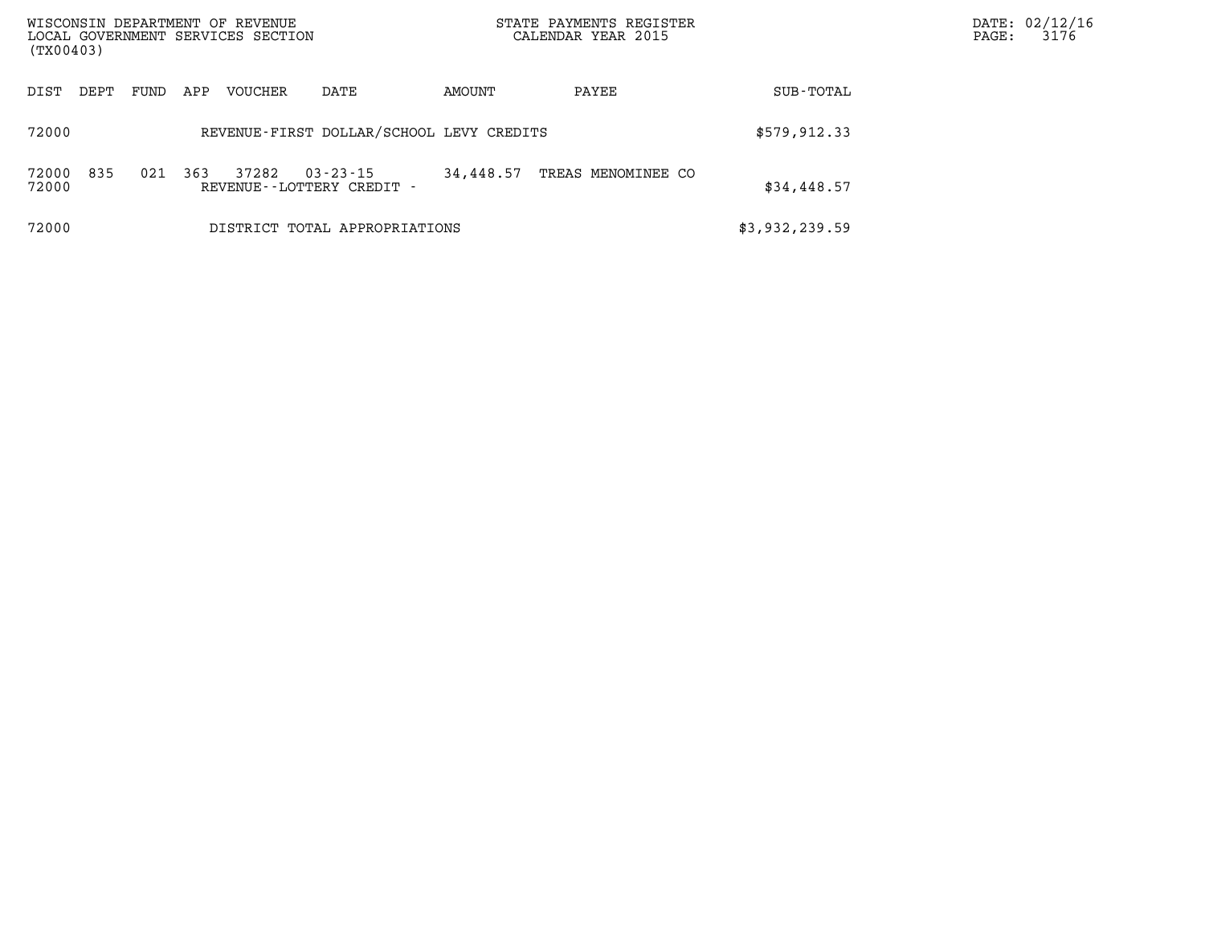WISCONSIN DEPARTMENT OF REVENUE
LOCAL GOVERNMENT SERVICES SECTION
(TX00403)

STATE PAYMENTS REGISTER
CALENDAR YEAR 2015

DATE: 02/12/16
PAGE: 3176

| DIST | DEPT | FUND | APP | VOUCHER | DATE | AMOUNT | PAYEE | SUB-TOTAL |
|---|---|---|---|---|---|---|---|---|
| 72000 | | | | REVENUE-FIRST DOLLAR/SCHOOL LEVY CREDITS | | | | \$579,912.33 |
| 72000 | 835 | 021 | 363 | 37282 | 03-23-15 | 34,448.57 | TREAS MENOMINEE CO | |
| 72000 | | | | REVENUE--LOTTERY CREDIT - | | | | \$34,448.57 |
| 72000 | | | | DISTRICT TOTAL APPROPRIATIONS | | | | \$3,932,239.59 |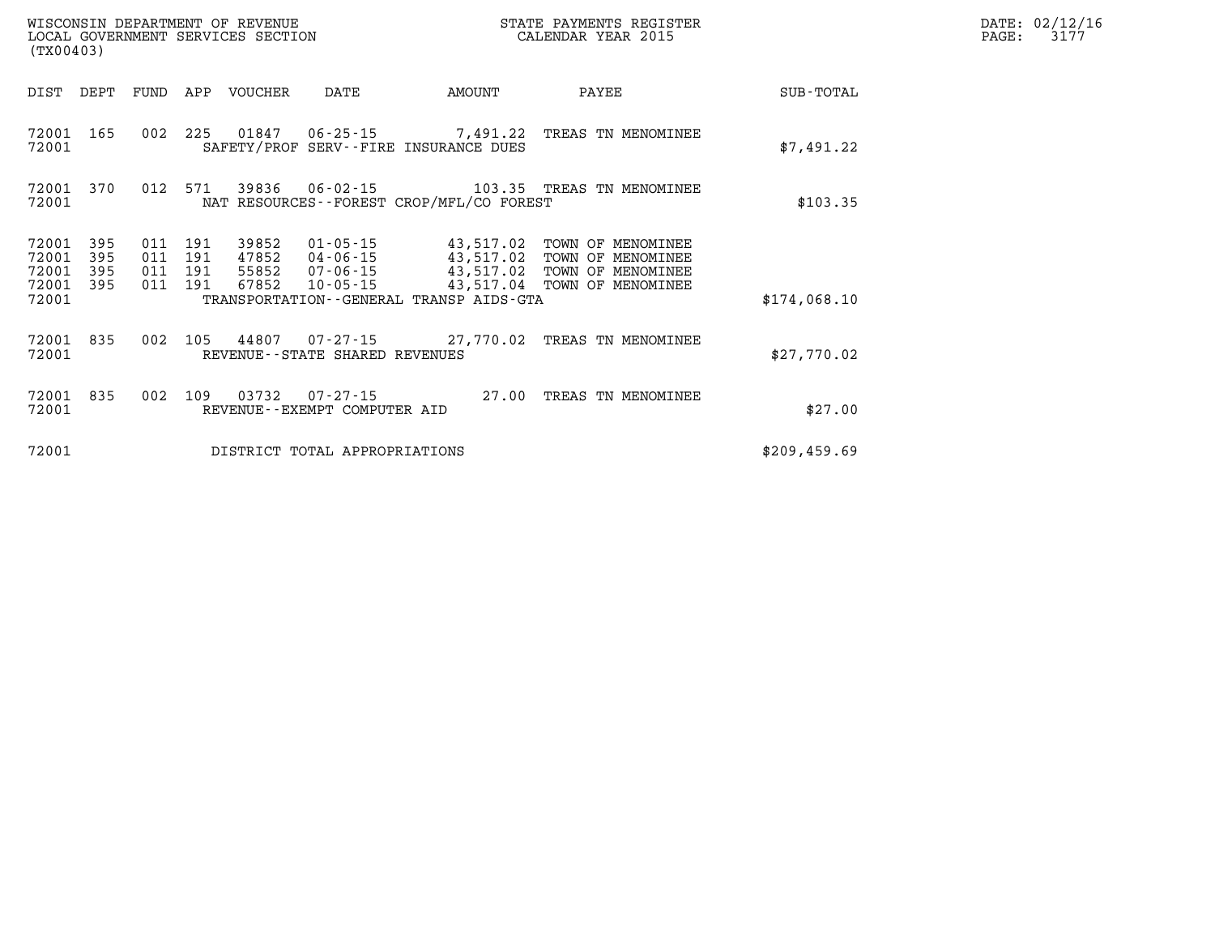WISCONSIN DEPARTMENT OF REVENUE
LOCAL GOVERNMENT SERVICES SECTION
(TX00403)

STATE PAYMENTS REGISTER
CALENDAR YEAR 2015

DATE: 02/12/16

| DIST | DEPT | FUND | APP | VOUCHER | DATE | AMOUNT | PAYEE | SUB-TOTAL |
|---|---|---|---|---|---|---|---|---|
| 72001 | 165 | 002 | 225 | 01847 | 06-25-15 | 7,491.22 | TREAS TN MENOMINEE | |
| 72001 | | | | SAFETY/PROF SERV--FIRE INSURANCE DUES | | | | $7,491.22 |
| 72001 | 370 | 012 | 571 | 39836 | 06-02-15 | 103.35 | TREAS TN MENOMINEE | |
| 72001 | | | | NAT RESOURCES--FOREST CROP/MFL/CO FOREST | | | | $103.35 |
| 72001 | 395 | 011 | 191 | 39852 | 01-05-15 | 43,517.02 | TOWN OF MENOMINEE | |
| 72001 | 395 | 011 | 191 | 47852 | 04-06-15 | 43,517.02 | TOWN OF MENOMINEE | |
| 72001 | 395 | 011 | 191 | 55852 | 07-06-15 | 43,517.02 | TOWN OF MENOMINEE | |
| 72001 | 395 | 011 | 191 | 67852 | 10-05-15 | 43,517.04 | TOWN OF MENOMINEE | |
| 72001 | | | | TRANSPORTATION--GENERAL TRANSP AIDS-GTA | | | | $174,068.10 |
| 72001 | 835 | 002 | 105 | 44807 | 07-27-15 | 27,770.02 | TREAS TN MENOMINEE | |
| 72001 | | | | REVENUE--STATE SHARED REVENUES | | | | $27,770.02 |
| 72001 | 835 | 002 | 109 | 03732 | 07-27-15 | 27.00 | TREAS TN MENOMINEE | |
| 72001 | | | | REVENUE--EXEMPT COMPUTER AID | | | | $27.00 |
| 72001 | | | | DISTRICT TOTAL APPROPRIATIONS | | | | $209,459.69 |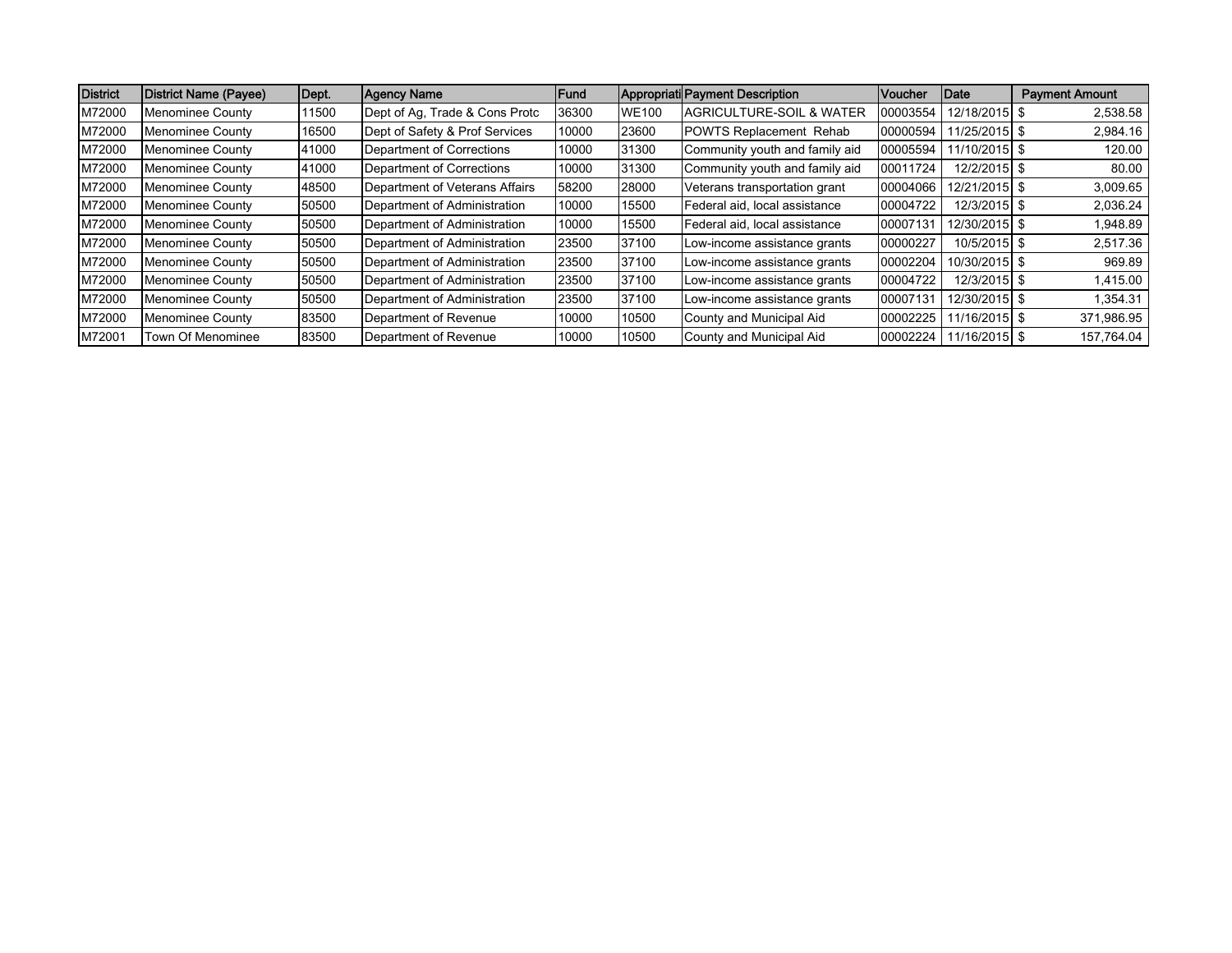| District | District Name (Payee) | Dept. | Agency Name | Fund | Appropriati | Payment Description | Voucher | Date | Payment Amount |
|---|---|---|---|---|---|---|---|---|---|
| M72000 | Menominee County | 11500 | Dept of Ag, Trade & Cons Protc | 36300 | WE100 | AGRICULTURE-SOIL & WATER | 00003554 | 12/18/2015 | $ 2,538.58 |
| M72000 | Menominee County | 16500 | Dept of Safety & Prof Services | 10000 | 23600 | POWTS Replacement Rehab | 00000594 | 11/25/2015 | $ 2,984.16 |
| M72000 | Menominee County | 41000 | Department of Corrections | 10000 | 31300 | Community youth and family aid | 00005594 | 11/10/2015 | $ 120.00 |
| M72000 | Menominee County | 41000 | Department of Corrections | 10000 | 31300 | Community youth and family aid | 00011724 | 12/2/2015 | $ 80.00 |
| M72000 | Menominee County | 48500 | Department of Veterans Affairs | 58200 | 28000 | Veterans transportation grant | 00004066 | 12/21/2015 | $ 3,009.65 |
| M72000 | Menominee County | 50500 | Department of Administration | 10000 | 15500 | Federal aid, local assistance | 00004722 | 12/3/2015 | $ 2,036.24 |
| M72000 | Menominee County | 50500 | Department of Administration | 10000 | 15500 | Federal aid, local assistance | 00007131 | 12/30/2015 | $ 1,948.89 |
| M72000 | Menominee County | 50500 | Department of Administration | 23500 | 37100 | Low-income assistance grants | 00000227 | 10/5/2015 | $ 2,517.36 |
| M72000 | Menominee County | 50500 | Department of Administration | 23500 | 37100 | Low-income assistance grants | 00002204 | 10/30/2015 | $ 969.89 |
| M72000 | Menominee County | 50500 | Department of Administration | 23500 | 37100 | Low-income assistance grants | 00004722 | 12/3/2015 | $ 1,415.00 |
| M72000 | Menominee County | 50500 | Department of Administration | 23500 | 37100 | Low-income assistance grants | 00007131 | 12/30/2015 | $ 1,354.31 |
| M72000 | Menominee County | 83500 | Department of Revenue | 10000 | 10500 | County and Municipal Aid | 00002225 | 11/16/2015 | $ 371,986.95 |
| M72001 | Town Of Menominee | 83500 | Department of Revenue | 10000 | 10500 | County and Municipal Aid | 00002224 | 11/16/2015 | $ 157,764.04 |